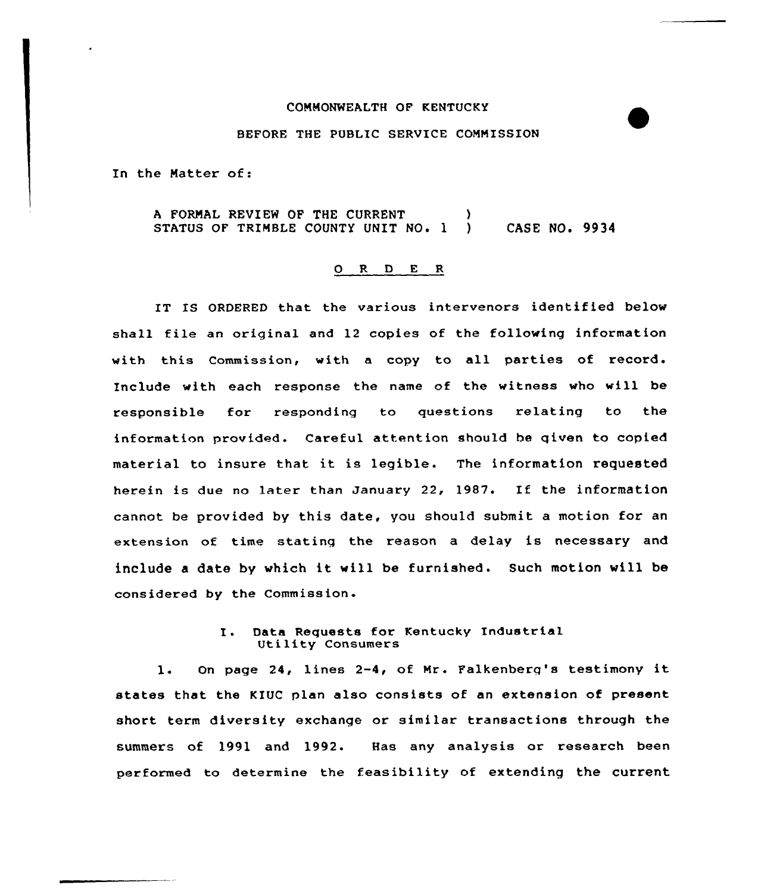COMMONWEALTH OF KENTUCKY

BEFORE THE PUBLIC SERVICE COMMISSION

In the Matter of:

A FORMAL REVIEW OF THE CURRENT STATUS OF TRIMBLE COUNTY UNIT NO. 1 ) CASE NO. 9934

## O R D E R

IT IS ORDERED that the various intervenors identified below shall file an original and 12 copies of the following information with this Commission, with a copy to all parties of record. Include with each response the name of the witness who will be responsible for responding to questions relating to the information provided. Careful attention should be given to copied material to insure that it is legible. The information requested herein is due no later than January 22, 1987. If the information cannot be provided by this date, you should submit a motion for an extension of time stating the reason a delay is necessary and include a date by which it will be furnished. Such motion will be considered by the Commission.

### I. Data Requests for Kentucky Industrial Utility Consumers

1. On page 24, lines 2-4, of Mr. Falkenberg's testimony it states that the KIUC plan also consists of an extension of present short term diversity exchange or similar transactions through the summers of 1991 and 1992. Has any analysis or research been performed to determine the feasibility of extending the current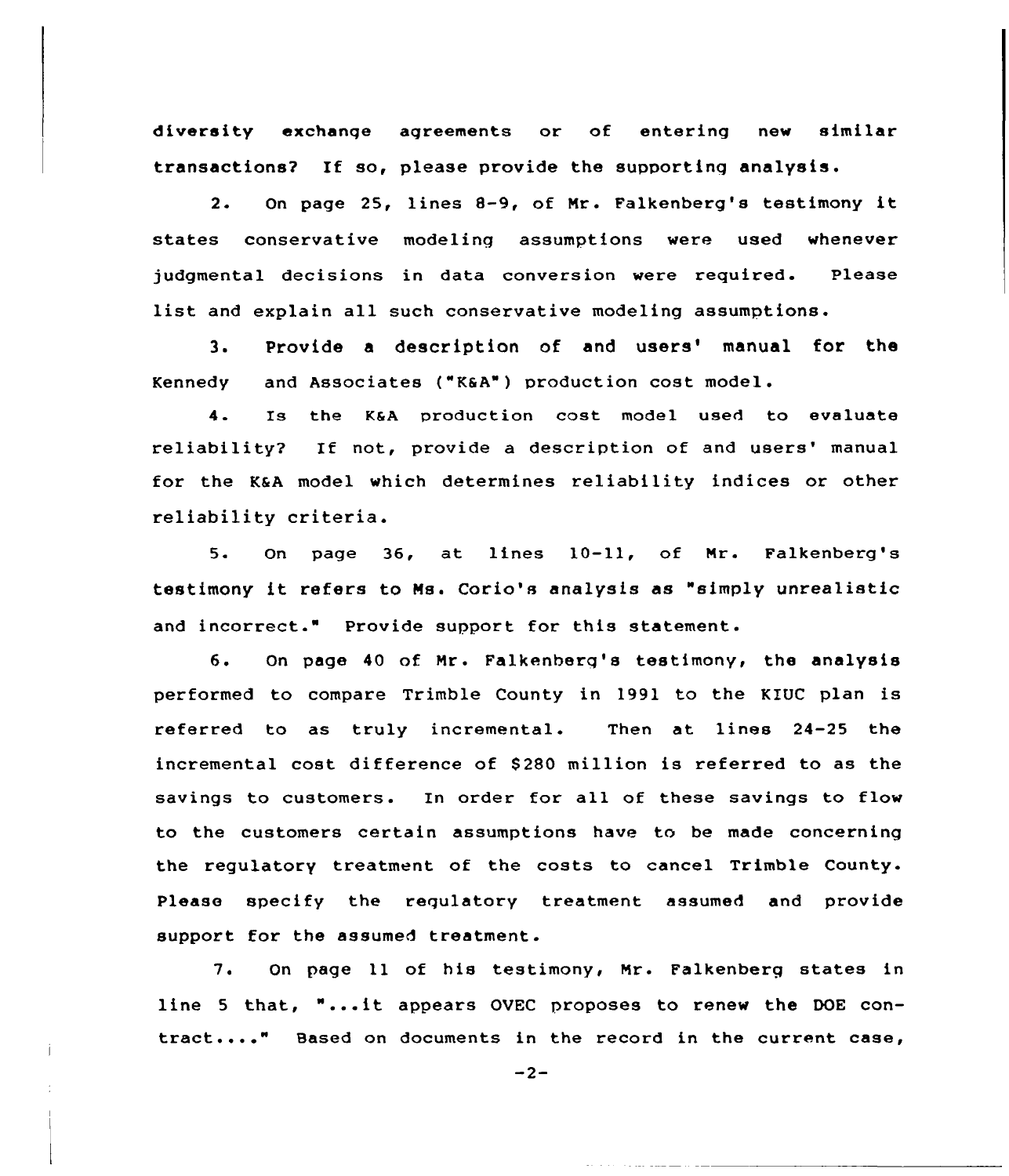diversity exchange agreements or of entering new similar transactions? If so, please provide the supporting analysis.

2. On page 25, lines 8-9, of Mr. Falkenberg's testimony it states conservative modeling assumptions were used whenever judgmental decisions in data conversion were required. Please list and explain all such conservative modeling assumptions.

3. Provide a description of and users' manual for the Kennedy and Associates ("K&A") production cost model.

4. Is the K&A production cost model used to evaluate reliability? If not, provide a description of and users' manual for the K&A model which determines reliability indices or other reliability criteria.

5. On page 36, at lines 10-11, of Mr. Falkenberg's testimony it refers to Ms. Corio's analysis as "simply unrealistic and incorrect." Provide support for this statement.

6. On page 40 of Mr. Falkenberg's testimony, the analysis performed to compare Trimble County in 1991 to the KIUC plan is referred to as truly incremental. Then at lines 24-25 the incremental cost difference of $280 million is referred to as the savings to customers. In order for all of these savings to flow to the customers certain assumptions have to be made concerning the regulatory treatment of the costs to cancel Trimble County. Please specify the regulatory treatment assumed and provide support for the assumed treatment.

7. On page 11 of his testimony, Mr. Falkenberg states in line 5 that, "...it appears OVEC proposes to renew the DOE contract...." Based on documents in the record in the current case,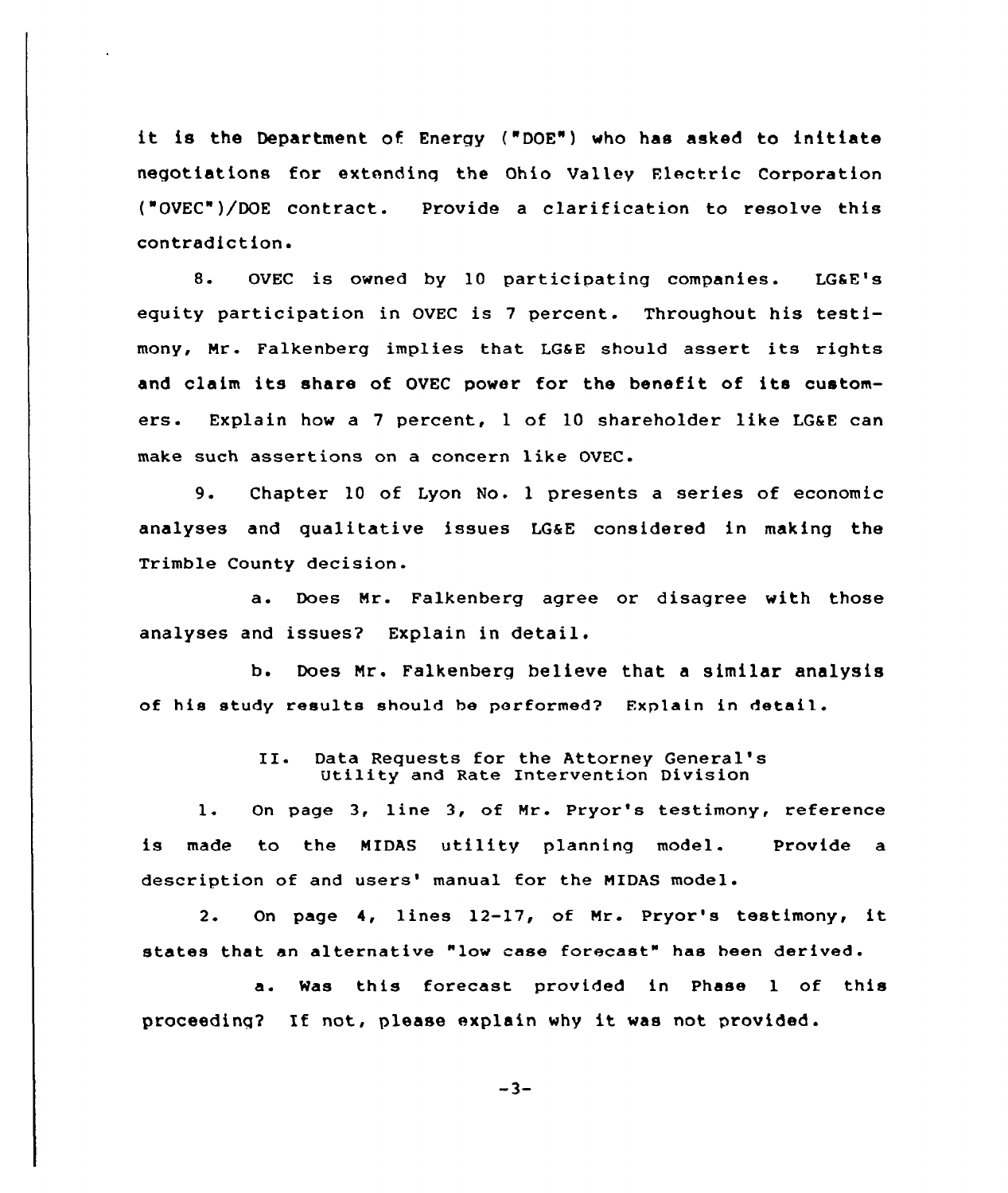it is the Department of Energy ("DOE") who has asked to initiate negotiations for extending the Ohio Valley Electric Corporation ("OVEC")/DOE contract. Provide a clarification to resolve this contradiction.

8. OVEC is owned by 10 participating companies. LG&E's equity participation in OVEC is 7 percent. Throughout his testimony, Mr. Falkenberg implies that LG&E should assert its rights and claim its share of OVEC power for the benefit of its customers. Explain how a 7 percent, 1 of 10 shareholder like LG&E can make such assertions on a concern like OVEC.

9. Chapter 10 of Lyon No. 1 presents a series of economic analyses and qualitative issues LG&E considered in making the Trimble County decision.

a. Does Mr. Falkenberg agree or disagree with those analyses and issues? Explain in detail.

b. Does Mr. Falkenberg believe that a similar analysis of his study results should be performed? Explain in detail.

## II. Data Requests for the Attorney General's Utility and Rate Intervention Division

1. On page 3, line 3, of Mr. Pryor's testimony, reference is made to the MIDAS utility planning model. Provide a description of and users' manual for the MIDAS model.

2. On page 4, lines 12-17, of Mr. Pryor's testimony, it states that an alternative "low case forecast" has been derived.

a. Was this forecast provided in Phase 1 of this proceeding? If not, please explain why it was not provided.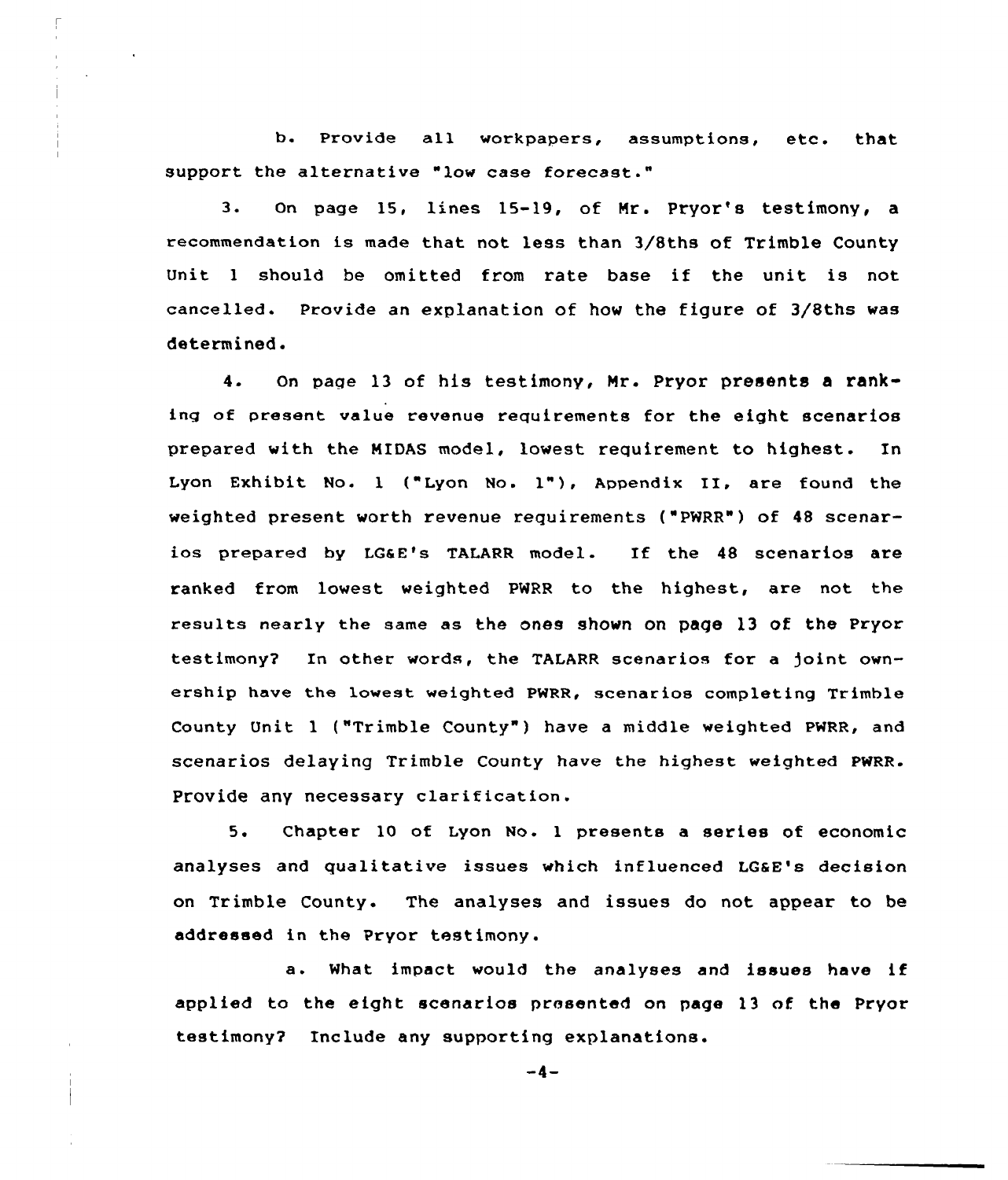b. Provide all workpapers, assumptions, etc. that support the alternative "low case forecast."

3. On page 15, lines 15-19, of Mr. Pryor's testimony, a recommendation is made that not less than 3/8ths of Trimble County Unit 1 should be omitted from rate base if the unit is not cancelled. Provide an explanation of how the figure of 3/8ths was determined.

4. On page 13 of his testimony, Mr. Pryor presents a ranking of present value revenue requirements for the eight scenarios prepared with the MIDAS model, lowest requirement to highest. In Lyon Exhibit No. 1 ("Lyon No. 1"), Appendix II, are found the weighted present worth revenue requirements ("PWRR") of 48 scenarios prepared by LG&E's TALARR model. If the 48 scenarios are ranked from lowest weighted PWRR to the highest, are not the results nearly the same as the ones shown on page 13 of the Pryor testimony? In other words, the TALARR scenarios for a joint ownership have the lowest weighted PWRR, scenarios completing Trimble County Unit 1 ("Trimble County") have a middle weighted PWRR, and scenarios delaying Trimble County have the highest weighted PWRR. Provide any necessary clarification.

5. Chapter 10 of Lyon No. 1 presents a series of economic analyses and qualitative issues which influenced LG&E's decision on Trimble County. The analyses and issues do not appear to be addressed in the Pryor testimony.

a. What impact would the analyses and issues have if applied to the eight scenarios presented on page 13 of the Pryor testimony? Include any supporting explanations.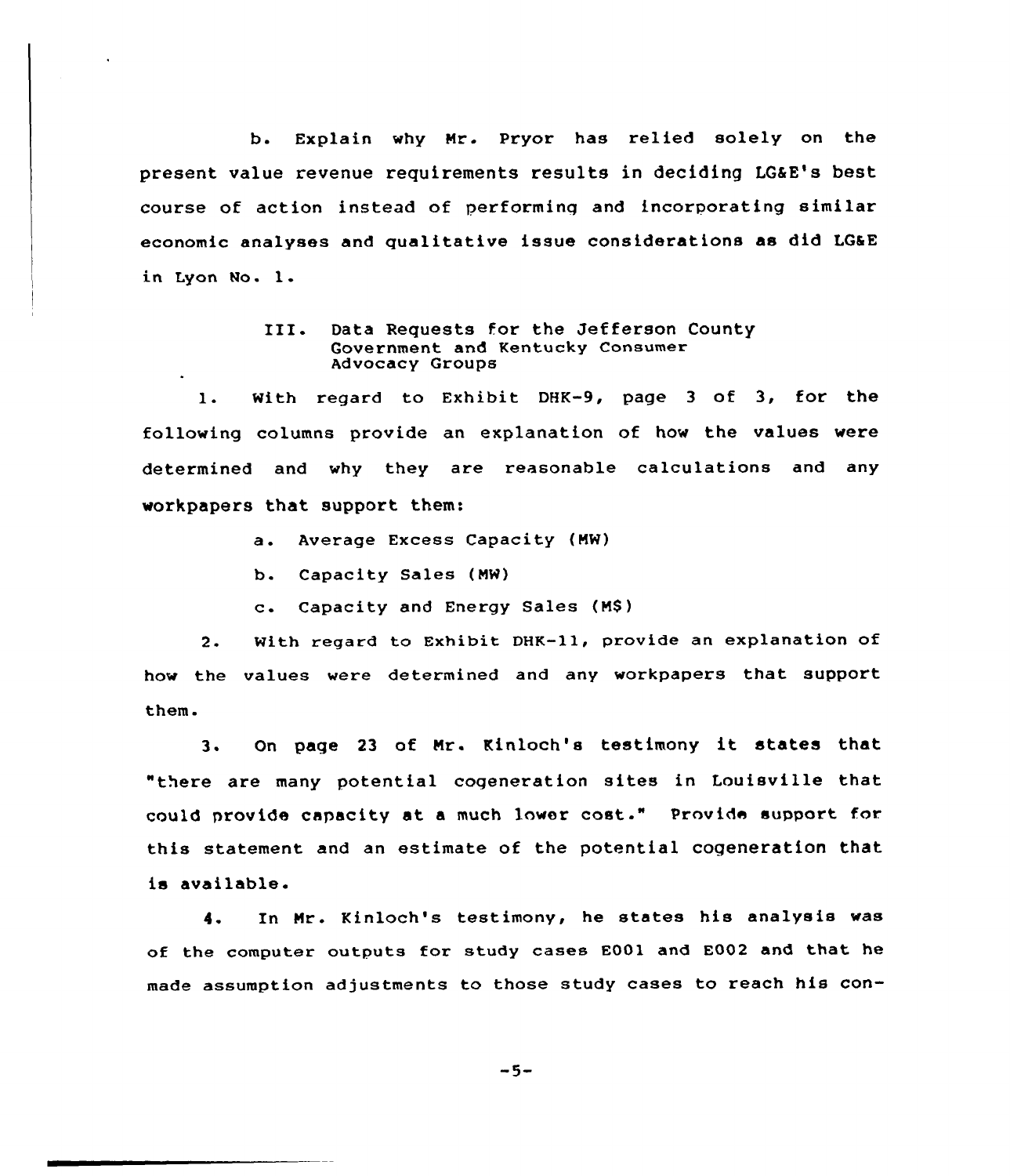b. Explain why Mr. Pryor has relied solely on the present value revenue requirements results in deciding LG&E's best course of action instead of performing and incorporating similar economic analyses and qualitative issue considerations as did LG&E in Lyon No. 1.

### III. Data Requests for the Jefferson County Government and Kentucky Consumer Advocacy Groups

1. With regard to Exhibit DHK-9, page 3 of 3, for the following columns provide an explanation of how the values were determined and why they are reasonable calculations and any workpapers that support them:

   a. Average Excess Capacity (MW)

   b. Capacity Sales (MW)

   c. Capacity and Energy Sales (M$)

2. With regard to Exhibit DHK-11, provide an explanation of how the values were determined and any workpapers that support them.

3. On page 23 of Mr. Kinloch's testimony it states that "there are many potential cogeneration sites in Louisville that could provide capacity at a much lower cost." Provide support for this statement and an estimate of the potential cogeneration that is available.

4. In Mr. Kinloch's testimony, he states his analysis was of the computer outputs for study cases E001 and E002 and that he made assumption adjustments to those study cases to reach his con-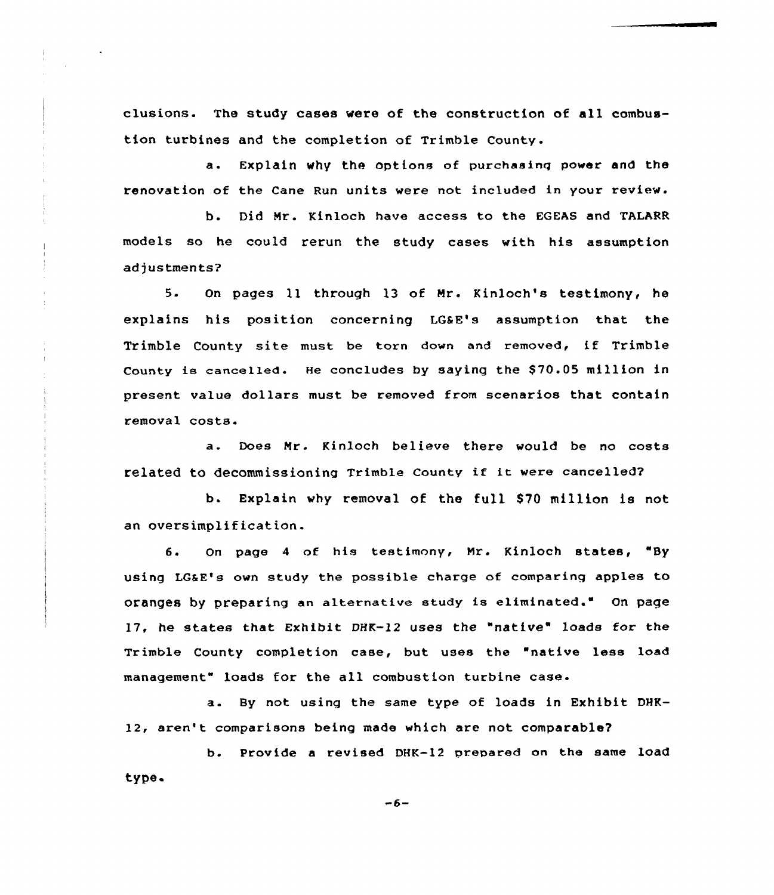clusions. The study cases were of the construction of all combustion turbines and the completion of Trimble County.

a. Explain why the options of purchasing power and the renovation of the Cane Run units were not included in your review.

b. Did Mr. Kinloch have access to the EGEAS and TALARR models so he could rerun the study cases with his assumption adjustments?

5. On pages 11 through 13 of Mr. Kinloch's testimony, he explains his position concerning LG&E's assumption that the Trimble County site must be torn down and removed, if Trimble County is cancelled. He concludes by saying the $70.05 million in present value dollars must be removed from scenarios that contain removal costs.

a. Does Mr. Kinloch believe there would be no costs related to decommissioning Trimble County if it were cancelled?

b. Explain why removal of the full $70 million is not an oversimplification.

6. On page 4 of his testimony, Mr. Kinloch states, "By using LG&E's own study the possible charge of comparing apples to oranges by preparing an alternative study is eliminated." On page 17, he states that Exhibit DHK-12 uses the "native" loads for the Trimble County completion case, but uses the "native less load management" loads for the all combustion turbine case.

a. By not using the same type of loads in Exhibit DHK-12, aren't comparisons being made which are not comparable?

b. Provide a revised DHK-12 prepared on the same load type.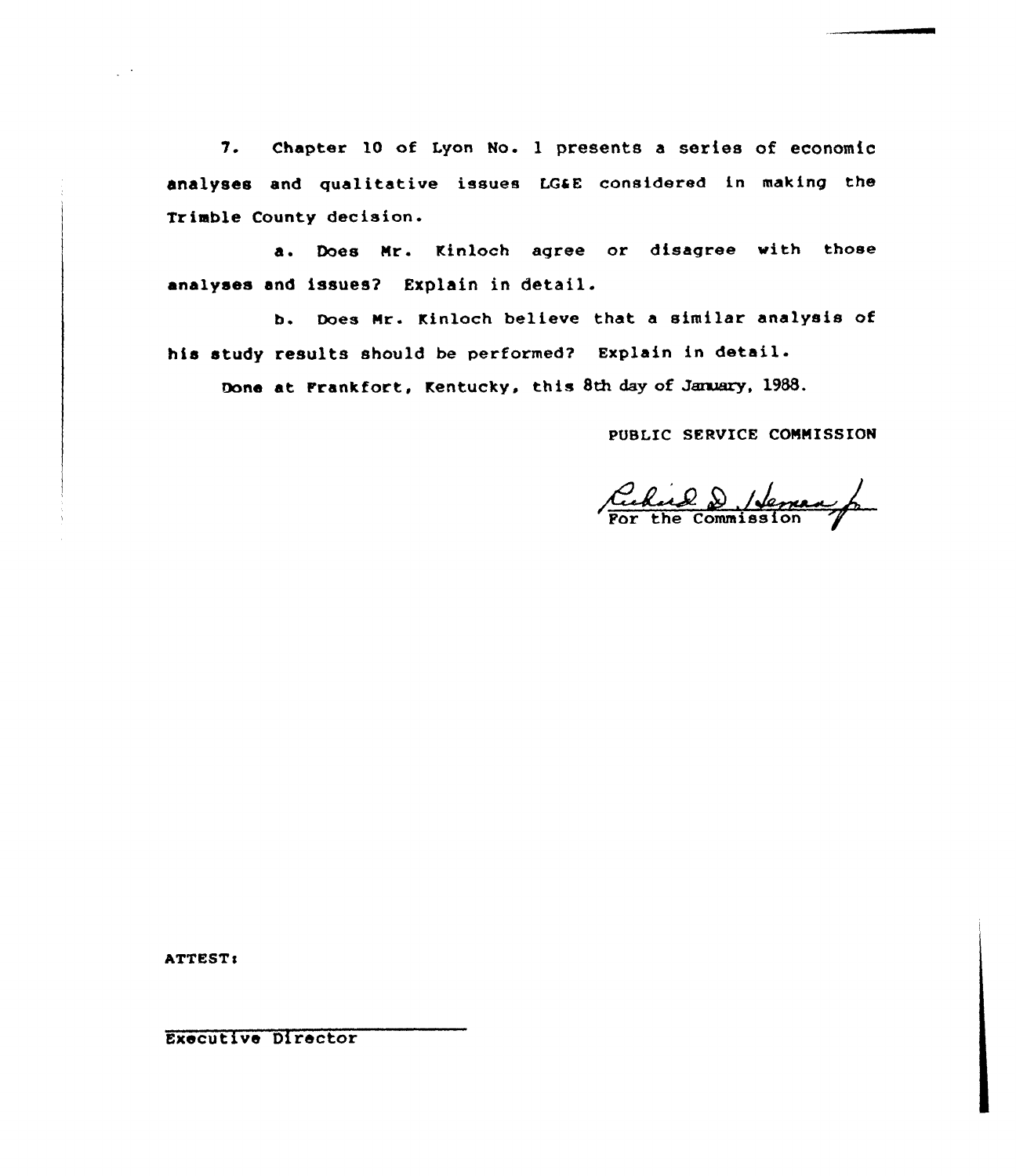7. Chapter 10 of Lyon No. 1 presents a series of economic analyses and qualitative issues LG&E considered in making the Trimble County decision.

a. Does Mr. Kinloch agree or disagree with those analyses and issues? Explain in detail.

b. Does Mr. Kinloch believe that a similar analysis of his study results should be performed? Explain in detail.

Done at Frankfort, Kentucky, this 8th day of January, 1988.

PUBLIC SERVICE COMMISSION

Richard D. Heman Jr.
For the Commission

ATTEST:

Executive Director